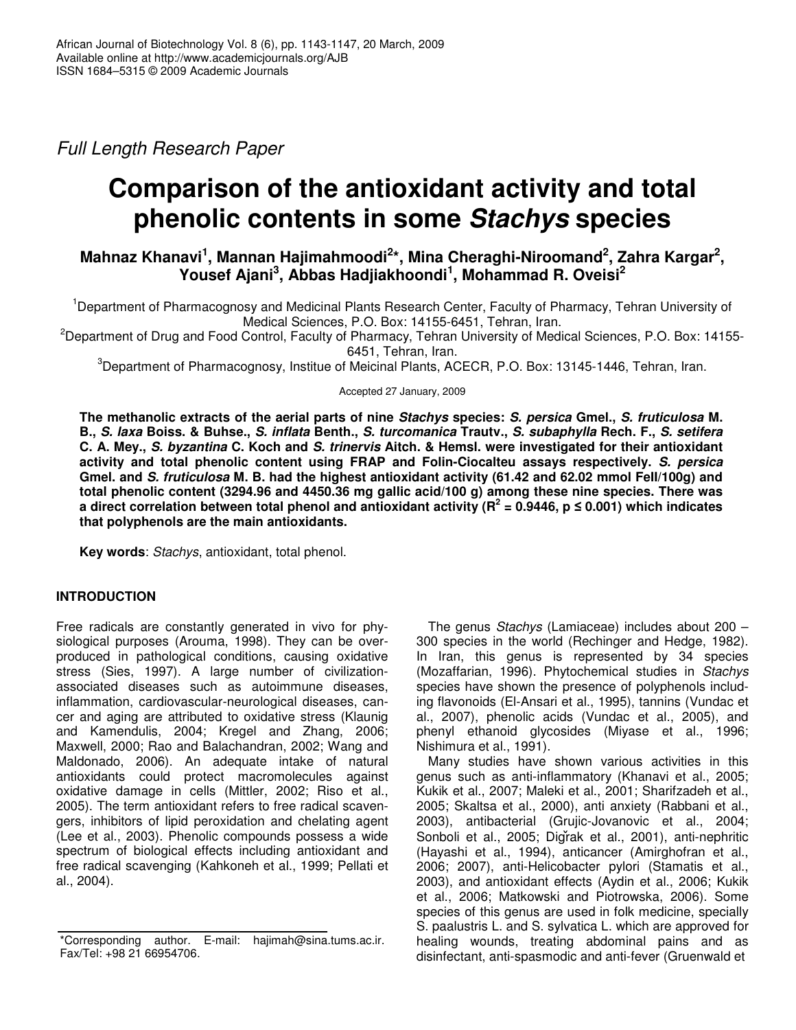*Full Length Research Paper*

# Comparison of the antioxidant activity and total phenolic contents in some *Stachys* species

**Mahnaz Khanavi[1], Mannan Hajimahmoodi[2]*, Mina Cheraghi-Niroomand[2], Zahra Kargar[2], Yousef Ajani[3], Abbas Hadjiakhoondi[1], Mohammad R. Oveisi[2]**

[1]Department of Pharmacognosy and Medicinal Plants Research Center, Faculty of Pharmacy, Tehran University of Medical Sciences, P.O. Box: 14155-6451, Tehran, Iran.

[2]Department of Drug and Food Control, Faculty of Pharmacy, Tehran University of Medical Sciences, P.O. Box: 14155-6451, Tehran, Iran.

[3]Department of Pharmacognosy, Institue of Meicinal Plants, ACECR, P.O. Box: 13145-1446, Tehran, Iran.

Accepted 27 January, 2009

**The methanolic extracts of the aerial parts of nine *Stachys* species: *S. persica* Gmel., *S. fruticulosa* M. B., *S. laxa* Boiss. & Buhse., *S. inflata* Benth., *S. turcomanica* Trautv., *S. subaphylla* Rech. F., *S. setifera* C. A. Mey., *S. byzantina* C. Koch and *S. trinervis* Aitch. & Hemsl. were investigated for their antioxidant activity and total phenolic content using FRAP and Folin-Ciocalteu assays respectively. *S. persica* Gmel. and *S. fruticulosa* M. B. had the highest antioxidant activity (61.42 and 62.02 mmol FeII/100g) and total phenolic content (3294.96 and 4450.36 mg gallic acid/100 g) among these nine species. There was a direct correlation between total phenol and antioxidant activity ($R^2$ = 0.9446, $p \leq 0.001$) which indicates that polyphenols are the main antioxidants.**

**Key words**: *Stachys*, antioxidant, total phenol.

## INTRODUCTION

Free radicals are constantly generated in vivo for physiological purposes (Arouma, 1998). They can be over-produced in pathological conditions, causing oxidative stress (Sies, 1997). A large number of civilization-associated diseases such as autoimmune diseases, inflammation, cardiovascular-neurological diseases, cancer and aging are attributed to oxidative stress (Klaunig and Kamendulis, 2004; Kregel and Zhang, 2006; Maxwell, 2000; Rao and Balachandran, 2002; Wang and Maldonado, 2006). An adequate intake of natural antioxidants could protect macromolecules against oxidative damage in cells (Mittler, 2002; Riso et al., 2005). The term antioxidant refers to free radical scavengers, inhibitors of lipid peroxidation and chelating agent (Lee et al., 2003). Phenolic compounds possess a wide spectrum of biological effects including antioxidant and free radical scavenging (Kahkoneh et al., 1999; Pellati et al., 2004).

The genus *Stachys* (Lamiaceae) includes about 200 – 300 species in the world (Rechinger and Hedge, 1982). In Iran, this genus is represented by 34 species (Mozaffarian, 1996). Phytochemical studies in *Stachys* species have shown the presence of polyphenols including flavonoids (El-Ansari et al., 1995), tannins (Vundac et al., 2007), phenolic acids (Vundac et al., 2005), and phenyl ethanoid glycosides (Miyase et al., 1996; Nishimura et al., 1991).

Many studies have shown various activities in this genus such as anti-inflammatory (Khanavi et al., 2005; Kukik et al., 2007; Maleki et al., 2001; Sharifzadeh et al., 2005; Skaltsa et al., 2000), anti anxiety (Rabbani et al., 2003), antibacterial (Grujic-Jovanovic et al., 2004; Sonboli et al., 2005; Digřak et al., 2001), anti-nephritic (Hayashi et al., 1994), anticancer (Amirghofran et al., 2006; 2007), anti-Helicobacter pylori (Stamatis et al., 2003), and antioxidant effects (Aydin et al., 2006; Kukik et al., 2006; Matkowski and Piotrowska, 2006). Some species of this genus are used in folk medicine, specially S. paalustris L. and S. sylvatica L. which are approved for healing wounds, treating abdominal pains and as disinfectant, anti-spasmodic and anti-fever (Gruenwald et

*Corresponding author. E-mail: hajimah@sina.tums.ac.ir. Fax/Tel: +98 21 66954706.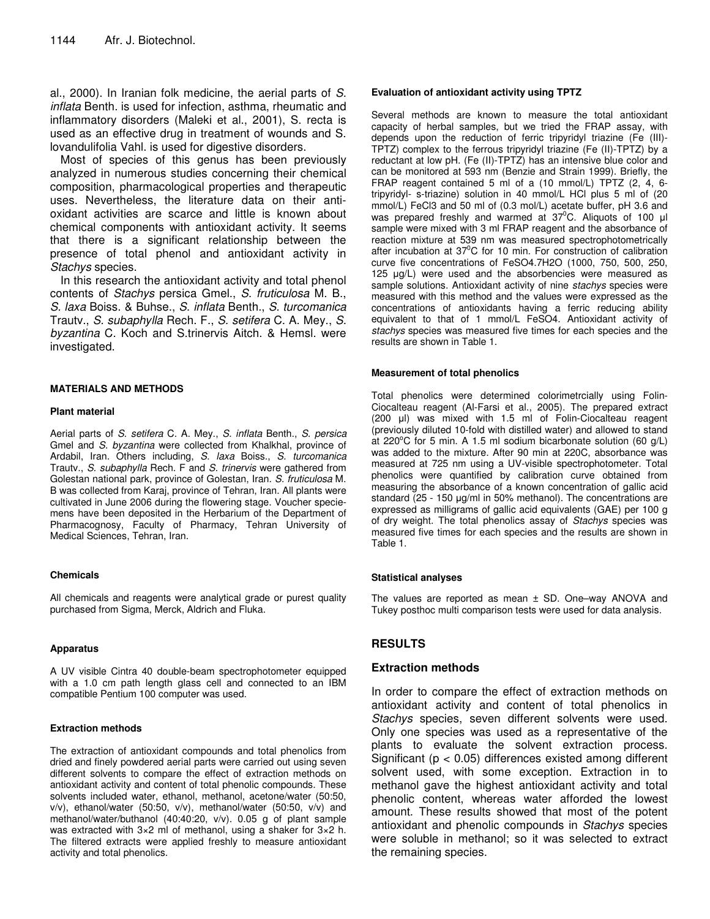al., 2000). In Iranian folk medicine, the aerial parts of *S. inflata* Benth. is used for infection, asthma, rheumatic and inflammatory disorders (Maleki et al., 2001), S. recta is used as an effective drug in treatment of wounds and S. lovandulifolia Vahl. is used for digestive disorders.

Most of species of this genus has been previously analyzed in numerous studies concerning their chemical composition, pharmacological properties and therapeutic uses. Nevertheless, the literature data on their antioxidant activities are scarce and little is known about chemical components with antioxidant activity. It seems that there is a significant relationship between the presence of total phenol and antioxidant activity in *Stachys* species.

In this research the antioxidant activity and total phenol contents of *Stachys* persica Gmel., *S. fruticulosa* M. B., *S. laxa* Boiss. & Buhse., *S. inflata* Benth., *S. turcomanica* Trautv., *S. subaphylla* Rech. F., *S. setifera* C. A. Mey., *S. byzantina* C. Koch and S.trinervis Aitch. & Hemsl. were investigated.

## MATERIALS AND METHODS

### Plant material

Aerial parts of *S. setifera* C. A. Mey., *S. inflata* Benth., *S. persica* Gmel and *S. byzantina* were collected from Khalkhal, province of Ardabil, Iran. Others including, *S. laxa* Boiss., *S. turcomanica* Trautv., *S. subaphylla* Rech. F and *S. trinervis* were gathered from Golestan national park, province of Golestan, Iran. *S. fruticulosa* M. B was collected from Karaj, province of Tehran, Iran. All plants were cultivated in June 2006 during the flowering stage. Voucher speciemens have been deposited in the Herbarium of the Department of Pharmacognosy, Faculty of Pharmacy, Tehran University of Medical Sciences, Tehran, Iran.

### Chemicals

All chemicals and reagents were analytical grade or purest quality purchased from Sigma, Merck, Aldrich and Fluka.

### Apparatus

A UV visible Cintra 40 double-beam spectrophotometer equipped with a 1.0 cm path length glass cell and connected to an IBM compatible Pentium 100 computer was used.

### Extraction methods

The extraction of antioxidant compounds and total phenolics from dried and finely powdered aerial parts were carried out using seven different solvents to compare the effect of extraction methods on antioxidant activity and content of total phenolic compounds. These solvents included water, ethanol, methanol, acetone/water (50:50, v/v), ethanol/water (50:50, v/v), methanol/water (50:50, v/v) and methanol/water/buthanol (40:40:20, v/v). 0.05 g of plant sample was extracted with 3×2 ml of methanol, using a shaker for 3×2 h. The filtered extracts were applied freshly to measure antioxidant activity and total phenolics.

### Evaluation of antioxidant activity using TPTZ

Several methods are known to measure the total antioxidant capacity of herbal samples, but we tried the FRAP assay, with depends upon the reduction of ferric tripyridyl triazine (Fe (III)-TPTZ) complex to the ferrous tripyridyl triazine (Fe (II)-TPTZ) by a reductant at low pH. (Fe (II)-TPTZ) has an intensive blue color and can be monitored at 593 nm (Benzie and Strain 1999). Briefly, the FRAP reagent contained 5 ml of a (10 mmol/L) TPTZ (2, 4, 6-tripyridyl- s-triazine) solution in 40 mmol/L HCl plus 5 ml of (20 mmol/L) $FeCl_3$ and 50 ml of (0.3 mol/L) acetate buffer, pH 3.6 and was prepared freshly and warmed at 37°C. Aliquots of 100 µl sample were mixed with 3 ml FRAP reagent and the absorbance of reaction mixture at 539 nm was measured spectrophotometrically after incubation at 37°C for 10 min. For construction of calibration curve five concentrations of $FeSO_4.7H_2O$ (1000, 750, 500, 250, 125 µg/L) were used and the absorbencies were measured as sample solutions. Antioxidant activity of nine *stachys* species were measured with this method and the values were expressed as the concentrations of antioxidants having a ferric reducing ability equivalent to that of 1 mmol/L $FeSO_4$. Antioxidant activity of *stachys* species was measured five times for each species and the results are shown in Table 1.

### Measurement of total phenolics

Total phenolics were determined colorimetrcially using Folin-Ciocalteau reagent (Al-Farsi et al., 2005). The prepared extract (200 µl) was mixed with 1.5 ml of Folin-Ciocalteau reagent (previously diluted 10-fold with distilled water) and allowed to stand at 220°C for 5 min. A 1.5 ml sodium bicarbonate solution (60 g/L) was added to the mixture. After 90 min at 220C, absorbance was measured at 725 nm using a UV-visible spectrophotometer. Total phenolics were quantified by calibration curve obtained from measuring the absorbance of a known concentration of gallic acid standard (25 - 150 µg/ml in 50% methanol). The concentrations are expressed as milligrams of gallic acid equivalents (GAE) per 100 g of dry weight. The total phenolics assay of *Stachys* species was measured five times for each species and the results are shown in Table 1.

### Statistical analyses

The values are reported as mean ± SD. One–way ANOVA and Tukey posthoc multi comparison tests were used for data analysis.

## RESULTS

### Extraction methods

In order to compare the effect of extraction methods on antioxidant activity and content of total phenolics in *Stachys* species, seven different solvents were used. Only one species was used as a representative of the plants to evaluate the solvent extraction process. Significant ($p < 0.05$) differences existed among different solvent used, with some exception. Extraction in to methanol gave the highest antioxidant activity and total phenolic content, whereas water afforded the lowest amount. These results showed that most of the potent antioxidant and phenolic compounds in *Stachys* species were soluble in methanol; so it was selected to extract the remaining species.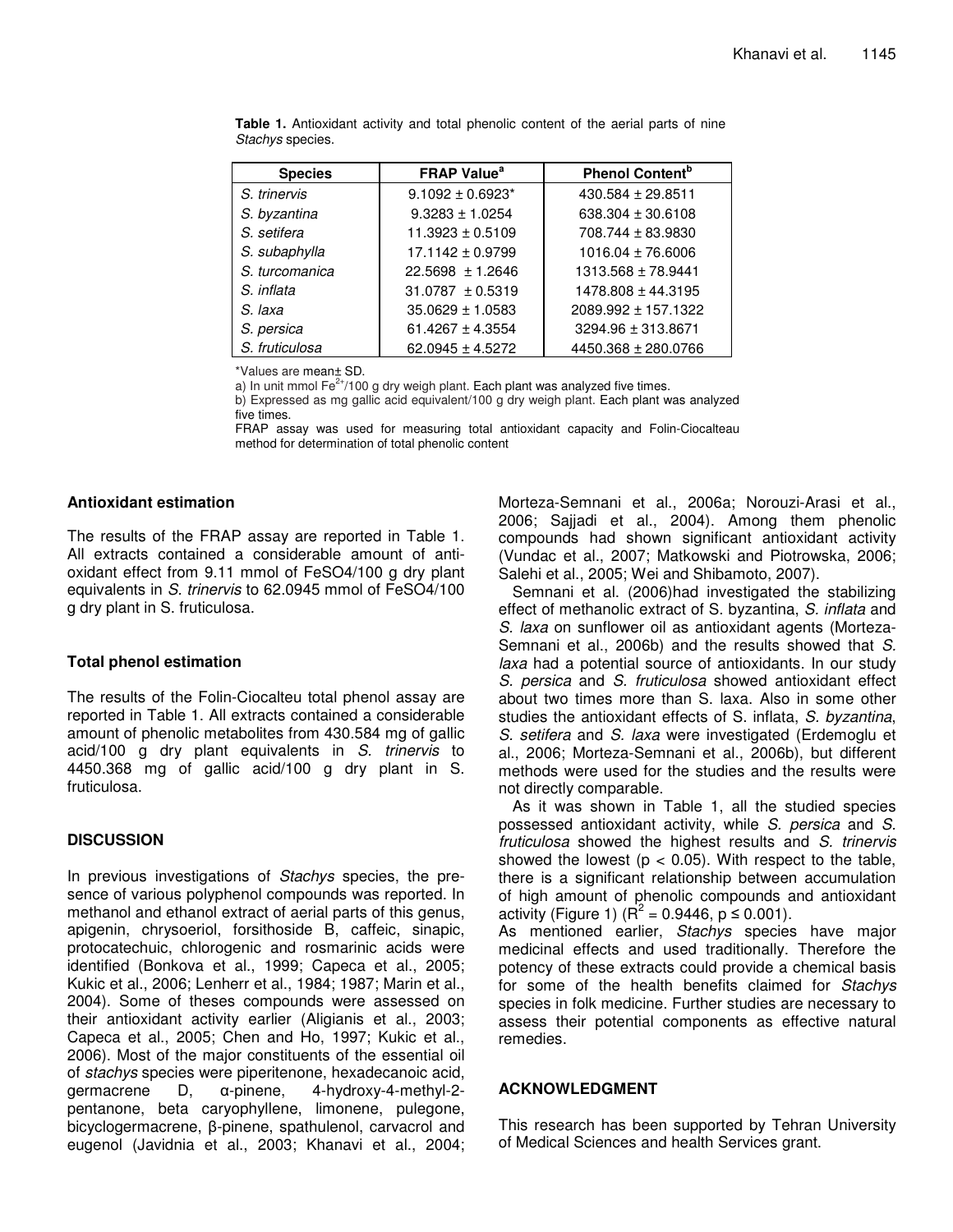**Table 1.** Antioxidant activity and total phenolic content of the aerial parts of nine *Stachys* species.

| Species | FRAP Value[a] | Phenol Content[b] |
|---|---|---|
| *S. trinervis* | 9.1092 ± 0.6923* | 430.584 ± 29.8511 |
| *S. byzantina* | 9.3283 ± 1.0254 | 638.304 ± 30.6108 |
| *S. setifera* | 11.3923 ± 0.5109 | 708.744 ± 83.9830 |
| *S. subaphylla* | 17.1142 ± 0.9799 | 1016.04 ± 76.6006 |
| *S. turcomanica* | 22.5698 ± 1.2646 | 1313.568 ± 78.9441 |
| *S. inflata* | 31.0787 ± 0.5319 | 1478.808 ± 44.3195 |
| *S. laxa* | 35.0629 ± 1.0583 | 2089.992 ± 157.1322 |
| *S. persica* | 61.4267 ± 4.3554 | 3294.96 ± 313.8671 |
| *S. fruticulosa* | 62.0945 ± 4.5272 | 4450.368 ± 280.0766 |

*Values are mean± SD.

a) In unit mmol $Fe^{2+}$/100 g dry weigh plant. Each plant was analyzed five times.

b) Expressed as mg gallic acid equivalent/100 g dry weigh plant. Each plant was analyzed five times.

FRAP assay was used for measuring total antioxidant capacity and Folin-Ciocalteau method for determination of total phenolic content

## Antioxidant estimation

The results of the FRAP assay are reported in Table 1. All extracts contained a considerable amount of antioxidant effect from 9.11 mmol of $FeSO_4$/100 g dry plant equivalents in *S. trinervis* to 62.0945 mmol of $FeSO_4$/100 g dry plant in S. fruticulosa.

## Total phenol estimation

The results of the Folin-Ciocalteu total phenol assay are reported in Table 1. All extracts contained a considerable amount of phenolic metabolites from 430.584 mg of gallic acid/100 g dry plant equivalents in *S. trinervis* to 4450.368 mg of gallic acid/100 g dry plant in S. fruticulosa.

## DISCUSSION

In previous investigations of *Stachys* species, the presence of various polyphenol compounds was reported. In methanol and ethanol extract of aerial parts of this genus, apigenin, chrysoeriol, forsithoside B, caffeic, sinapic, protocatechuic, chlorogenic and rosmarinic acids were identified (Bonkova et al., 1999; Capeca et al., 2005; Kukic et al., 2006; Lenherr et al., 1984; 1987; Marin et al., 2004). Some of theses compounds were assessed on their antioxidant activity earlier (Aligianis et al., 2003; Capeca et al., 2005; Chen and Ho, 1997; Kukic et al., 2006). Most of the major constituents of the essential oil of *stachys* species were piperitenone, hexadecanoic acid, germacrene D, α-pinene, 4-hydroxy-4-methyl-2-pentanone, beta caryophyllene, limonene, pulegone, bicyclogermacrene, β-pinene, spathulenol, carvacrol and eugenol (Javidnia et al., 2003; Khanavi et al., 2004; Morteza-Semnani et al., 2006a; Norouzi-Arasi et al., 2006; Sajjadi et al., 2004). Among them phenolic compounds had shown significant antioxidant activity (Vundac et al., 2007; Matkowski and Piotrowska, 2006; Salehi et al., 2005; Wei and Shibamoto, 2007).

Semnani et al. (2006)had investigated the stabilizing effect of methanolic extract of S. byzantina, *S. inflata* and *S. laxa* on sunflower oil as antioxidant agents (Morteza-Semnani et al., 2006b) and the results showed that *S. laxa* had a potential source of antioxidants. In our study *S. persica* and *S. fruticulosa* showed antioxidant effect about two times more than S. laxa. Also in some other studies the antioxidant effects of S. inflata, *S. byzantina*, *S. setifera* and *S. laxa* were investigated (Erdemoglu et al., 2006; Morteza-Semnani et al., 2006b), but different methods were used for the studies and the results were not directly comparable.

As it was shown in Table 1, all the studied species possessed antioxidant activity, while *S. persica* and *S. fruticulosa* showed the highest results and *S. trinervis* showed the lowest ($p < 0.05$). With respect to the table, there is a significant relationship between accumulation of high amount of phenolic compounds and antioxidant activity (Figure 1) ($R^2 = 0.9446$, $p \leq 0.001$).

As mentioned earlier, *Stachys* species have major medicinal effects and used traditionally. Therefore the potency of these extracts could provide a chemical basis for some of the health benefits claimed for *Stachys* species in folk medicine. Further studies are necessary to assess their potential components as effective natural remedies.

## ACKNOWLEDGMENT

This research has been supported by Tehran University of Medical Sciences and health Services grant.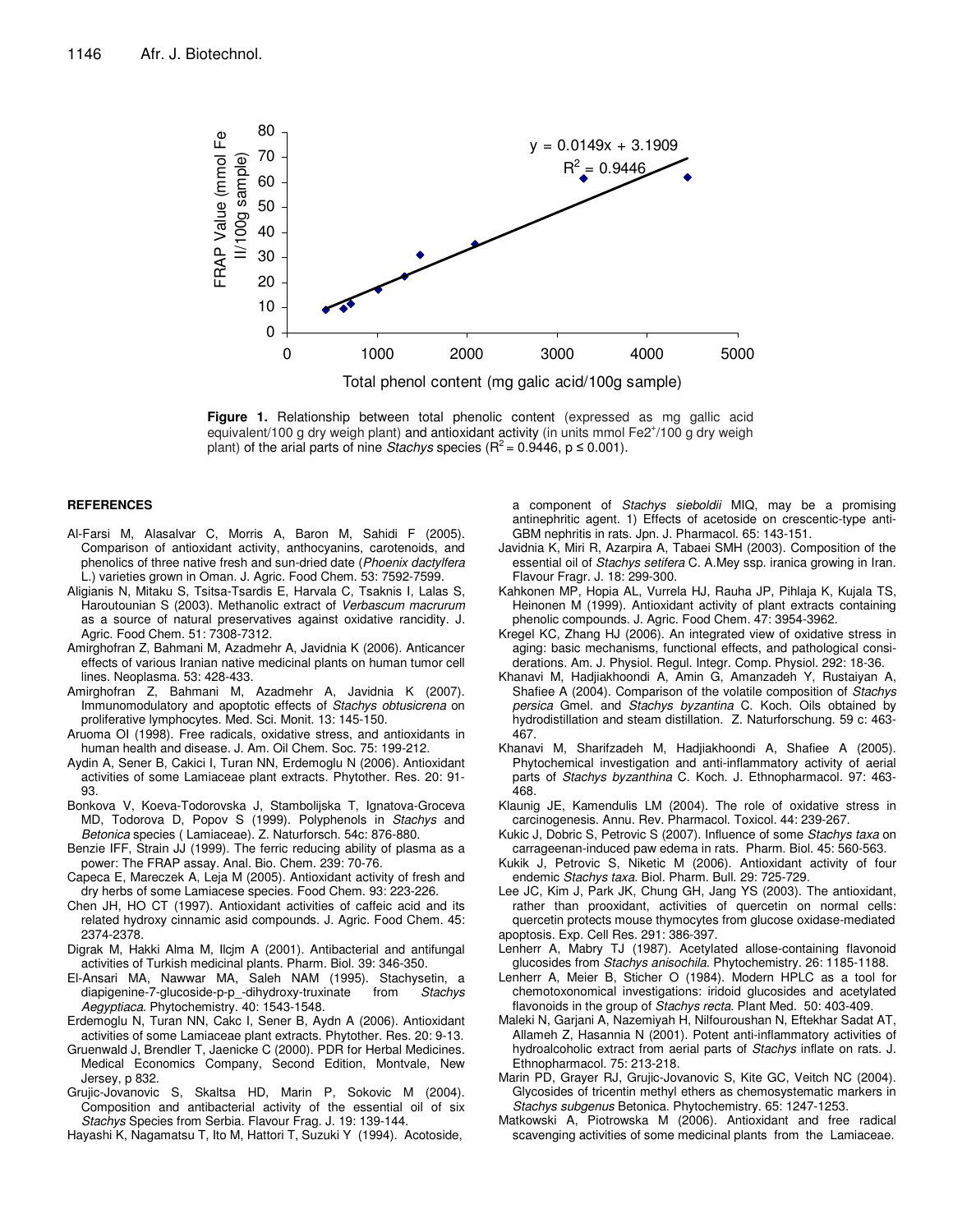**Figure 1.** Relationship between total phenolic content (expressed as mg gallic acid equivalent/100 g dry weigh plant) and antioxidant activity (in units mmol $Fe2^+$/100 g dry weigh plant) of the arial parts of nine *Stachys* species ($R^2 = 0.9446$, $p \leq 0.001$).

## REFERENCES

Al-Farsi M, Alasalvar C, Morris A, Baron M, Sahidi F (2005). Comparison of antioxidant activity, anthocyanins, carotenoids, and phenolics of three native fresh and sun-dried date (*Phoenix dactylfera* L.) varieties grown in Oman. J. Agric. Food Chem. 53: 7592-7599.

Aligianis N, Mitaku S, Tsitsa-Tsardis E, Harvala C, Tsaknis I, Lalas S, Haroutounian S (2003). Methanolic extract of *Verbascum macrurum* as a source of natural preservatives against oxidative rancidity. J. Agric. Food Chem. 51: 7308-7312.

Amirghofran Z, Bahmani M, Azadmehr A, Javidnia K (2006). Anticancer effects of various Iranian native medicinal plants on human tumor cell lines. Neoplasma. 53: 428-433.

Amirghofran Z, Bahmani M, Azadmehr A, Javidnia K (2007). Immunomodulatory and apoptotic effects of *Stachys obtusicrena* on proliferative lymphocytes. Med. Sci. Monit. 13: 145-150.

Aruoma OI (1998). Free radicals, oxidative stress, and antioxidants in human health and disease. J. Am. Oil Chem. Soc. 75: 199-212.

Aydin A, Sener B, Cakici I, Turan NN, Erdemoglu N (2006). Antioxidant activities of some Lamiaceae plant extracts. Phytother. Res. 20: 91-93.

Bonkova V, Koeva-Todorovska J, Stambolijska T, Ignatova-Groceva MD, Todorova D, Popov S (1999). Polyphenols in *Stachys* and *Betonica* species ( Lamiaceae). Z. Naturforsch. 54c: 876-880.

Benzie IFF, Strain JJ (1999). The ferric reducing ability of plasma as a power: The FRAP assay. Anal. Bio. Chem. 239: 70-76.

Capeca E, Mareczek A, Leja M (2005). Antioxidant activity of fresh and dry herbs of some Lamiacese species. Food Chem. 93: 223-226.

Chen JH, HO CT (1997). Antioxidant activities of caffeic acid and its related hydroxy cinnamic asid compounds. J. Agric. Food Chem. 45: 2374-2378.

Digrak M, Hakki Alma M, Ilcjm A (2001). Antibacterial and antifungal activities of Turkish medicinal plants. Pharm. Biol. 39: 346-350.

El-Ansari MA, Nawwar MA, Saleh NAM (1995). Stachysetin, a diapigenine-7-glucoside-p-p_-dihydroxy-truxinate from *Stachys Aegyptiaca*. Phytochemistry. 40: 1543-1548.

Erdemoglu N, Turan NN, Cakc I, Sener B, Aydn A (2006). Antioxidant activities of some Lamiaceae plant extracts. Phytother. Res. 20: 9-13.

Gruenwald J, Brendler T, Jaenicke C (2000). PDR for Herbal Medicines. Medical Economics Company, Second Edition, Montvale, New Jersey, p 832.

Grujic-Jovanovic S, Skaltsa HD, Marin P, Sokovic M (2004). Composition and antibacterial activity of the essential oil of six *Stachys* Species from Serbia. Flavour Frag. J. 19: 139-144.

Hayashi K, Nagamatsu T, Ito M, Hattori T, Suzuki Y (1994). Acotoside, a component of *Stachys sieboldii* MIQ, may be a promising antinephritic agent. 1) Effects of acetoside on crescentic-type anti-GBM nephritis in rats. Jpn. J. Pharmacol. 65: 143-151.

Javidnia K, Miri R, Azarpira A, Tabaei SMH (2003). Composition of the essential oil of *Stachys setifera* C. A.Mey ssp. iranica growing in Iran. Flavour Fragr. J. 18: 299-300.

Kahkonen MP, Hopia AL, Vurrela HJ, Rauha JP, Pihlaja K, Kujala TS, Heinonen M (1999). Antioxidant activity of plant extracts containing phenolic compounds. J. Agric. Food Chem. 47: 3954-3962.

Kregel KC, Zhang HJ (2006). An integrated view of oxidative stress in aging: basic mechanisms, functional effects, and pathological considerations. Am. J. Physiol. Regul. Integr. Comp. Physiol. 292: 18-36.

Khanavi M, Hadjiakhoondi A, Amin G, Amanzadeh Y, Rustaiyan A, Shafiee A (2004). Comparison of the volatile composition of *Stachys persica* Gmel. and *Stachys byzantina* C. Koch. Oils obtained by hydrodistillation and steam distillation. Z. Naturforschung. 59 c: 463-467.

Khanavi M, Sharifzadeh M, Hadjiakhoondi A, Shafiee A (2005). Phytochemical investigation and anti-inflammatory activity of aerial parts of *Stachys byzanthina* C. Koch. J. Ethnopharmacol. 97: 463-468.

Klaunig JE, Kamendulis LM (2004). The role of oxidative stress in carcinogenesis. Annu. Rev. Pharmacol. Toxicol. 44: 239-267.

Kukic J, Dobric S, Petrovic S (2007). Influence of some *Stachys taxa* on carrageenan-induced paw edema in rats. Pharm. Biol. 45: 560-563.

Kukik J, Petrovic S, Niketic M (2006). Antioxidant activity of four endemic *Stachys taxa*. Biol. Pharm. Bull. 29: 725-729.

Lee JC, Kim J, Park JK, Chung GH, Jang YS (2003). The antioxidant, rather than prooxidant, activities of quercetin on normal cells: quercetin protects mouse thymocytes from glucose oxidase-mediated apoptosis. Exp. Cell Res. 291: 386-397.

Lenherr A, Mabry TJ (1987). Acetylated allose-containing flavonoid glucosides from *Stachys anisochila*. Phytochemistry. 26: 1185-1188.

Lenherr A, Meier B, Sticher O (1984). Modern HPLC as a tool for chemotoxonomical investigations: iridoid glucosides and acetylated flavonoids in the group of *Stachys recta*. Plant Med. 50: 403-409.

Maleki N, Garjani A, Nazemiyah H, Nilfouroushan N, Eftekhar Sadat AT, Allameh Z, Hasannia N (2001). Potent anti-inflammatory activities of hydroalcoholic extract from aerial parts of *Stachys* inflate on rats. J. Ethnopharmacol. 75: 213-218.

Marin PD, Grayer RJ, Grujic-Jovanovic S, Kite GC, Veitch NC (2004). Glycosides of tricentin methyl ethers as chemosystematic markers in *Stachys subgenus* Betonica. Phytochemistry. 65: 1247-1253.

Matkowski A, Piotrowska M (2006). Antioxidant and free radical scavenging activities of some medicinal plants from the Lamiaceae.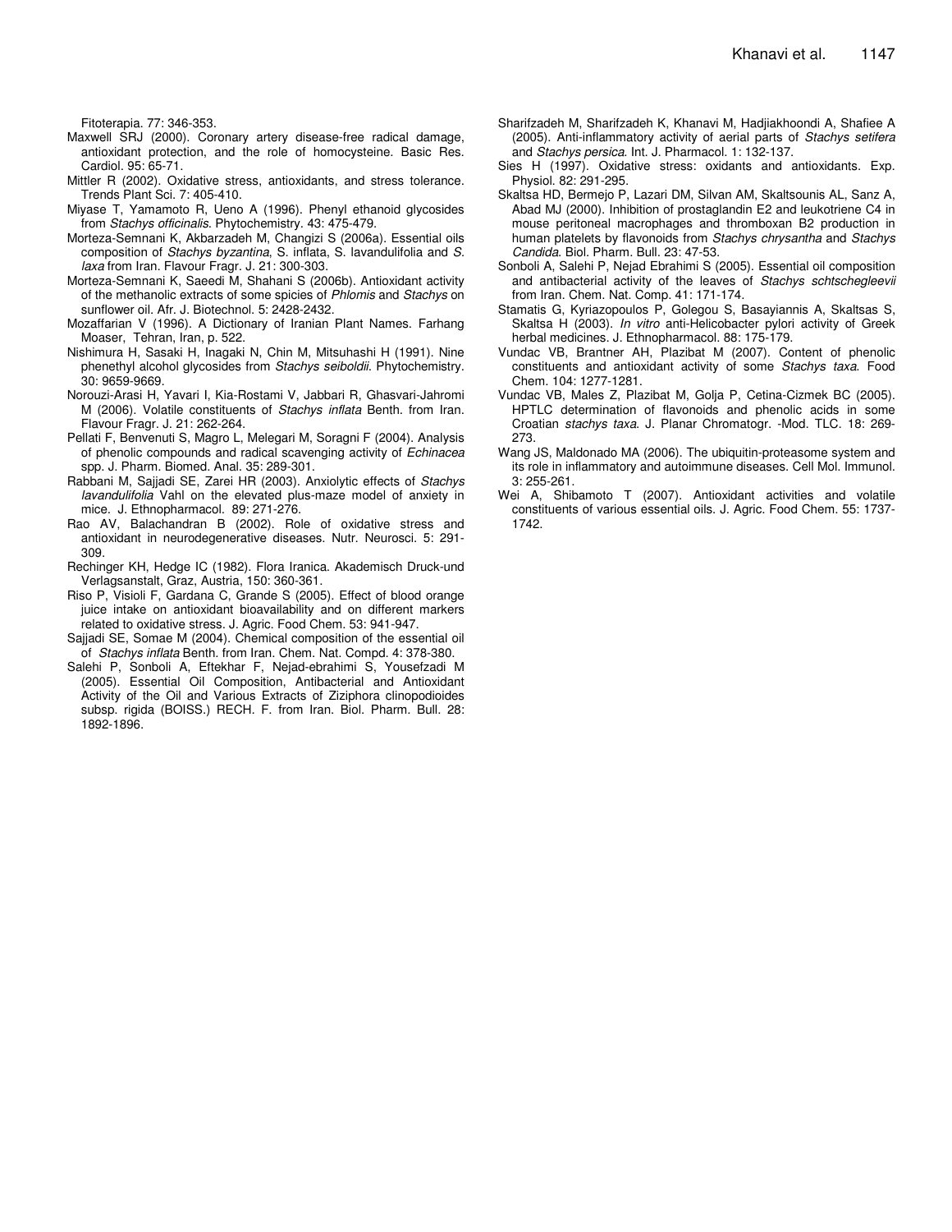Fitoterapia. 77: 346-353.

Maxwell SRJ (2000). Coronary artery disease-free radical damage, antioxidant protection, and the role of homocysteine. Basic Res. Cardiol. 95: 65-71.

Mittler R (2002). Oxidative stress, antioxidants, and stress tolerance. Trends Plant Sci. 7: 405-410.

Miyase T, Yamamoto R, Ueno A (1996). Phenyl ethanoid glycosides from *Stachys officinalis*. Phytochemistry. 43: 475-479.

Morteza-Semnani K, Akbarzadeh M, Changizi S (2006a). Essential oils composition of *Stachys byzantina*, S. inflata, S. lavandulifolia and *S. laxa* from Iran. Flavour Fragr. J. 21: 300-303.

Morteza-Semnani K, Saeedi M, Shahani S (2006b). Antioxidant activity of the methanolic extracts of some spicies of *Phlomis* and *Stachys* on sunflower oil. Afr. J. Biotechnol. 5: 2428-2432.

Mozaffarian V (1996). A Dictionary of Iranian Plant Names. Farhang Moaser, Tehran, Iran, p. 522.

Nishimura H, Sasaki H, Inagaki N, Chin M, Mitsuhashi H (1991). Nine phenethyl alcohol glycosides from *Stachys seiboldii*. Phytochemistry. 30: 9659-9669.

Norouzi-Arasi H, Yavari I, Kia-Rostami V, Jabbari R, Ghasvari-Jahromi M (2006). Volatile constituents of *Stachys inflata* Benth. from Iran. Flavour Fragr. J. 21: 262-264.

Pellati F, Benvenuti S, Magro L, Melegari M, Soragni F (2004). Analysis of phenolic compounds and radical scavenging activity of *Echinacea* spp. J. Pharm. Biomed. Anal. 35: 289-301.

Rabbani M, Sajjadi SE, Zarei HR (2003). Anxiolytic effects of *Stachys lavandulifolia* Vahl on the elevated plus-maze model of anxiety in mice. J. Ethnopharmacol. 89: 271-276.

Rao AV, Balachandran B (2002). Role of oxidative stress and antioxidant in neurodegenerative diseases. Nutr. Neurosci. 5: 291-309.

Rechinger KH, Hedge IC (1982). Flora Iranica. Akademisch Druck-und Verlagsanstalt, Graz, Austria, 150: 360-361.

Riso P, Visioli F, Gardana C, Grande S (2005). Effect of blood orange juice intake on antioxidant bioavailability and on different markers related to oxidative stress. J. Agric. Food Chem. 53: 941-947.

Sajjadi SE, Somae M (2004). Chemical composition of the essential oil of *Stachys inflata* Benth. from Iran. Chem. Nat. Compd. 4: 378-380.

Salehi P, Sonboli A, Eftekhar F, Nejad-ebrahimi S, Yousefzadi M (2005). Essential Oil Composition, Antibacterial and Antioxidant Activity of the Oil and Various Extracts of Ziziphora clinopodioides subsp. rigida (BOISS.) RECH. F. from Iran. Biol. Pharm. Bull. 28: 1892-1896.

Sharifzadeh M, Sharifzadeh K, Khanavi M, Hadjiakhoondi A, Shafiee A (2005). Anti-inflammatory activity of aerial parts of *Stachys setifera* and *Stachys persica*. Int. J. Pharmacol. 1: 132-137.

Sies H (1997). Oxidative stress: oxidants and antioxidants. Exp. Physiol. 82: 291-295.

Skaltsa HD, Bermejo P, Lazari DM, Silvan AM, Skaltsounis AL, Sanz A, Abad MJ (2000). Inhibition of prostaglandin E2 and leukotriene C4 in mouse peritoneal macrophages and thromboxan B2 production in human platelets by flavonoids from *Stachys chrysantha* and *Stachys Candida*. Biol. Pharm. Bull. 23: 47-53.

Sonboli A, Salehi P, Nejad Ebrahimi S (2005). Essential oil composition and antibacterial activity of the leaves of *Stachys schtschegleevii* from Iran. Chem. Nat. Comp. 41: 171-174.

Stamatis G, Kyriazopoulos P, Golegou S, Basayiannis A, Skaltsas S, Skaltsa H (2003). *In vitro* anti-Helicobacter pylori activity of Greek herbal medicines. J. Ethnopharmacol. 88: 175-179.

Vundac VB, Brantner AH, Plazibat M (2007). Content of phenolic constituents and antioxidant activity of some *Stachys taxa*. Food Chem. 104: 1277-1281.

Vundac VB, Males Z, Plazibat M, Golja P, Cetina-Cizmek BC (2005). HPTLC determination of flavonoids and phenolic acids in some Croatian *stachys taxa*. J. Planar Chromatogr. -Mod. TLC. 18: 269-273.

Wang JS, Maldonado MA (2006). The ubiquitin-proteasome system and its role in inflammatory and autoimmune diseases. Cell Mol. Immunol. 3: 255-261.

Wei A, Shibamoto T (2007). Antioxidant activities and volatile constituents of various essential oils. J. Agric. Food Chem. 55: 1737-1742.